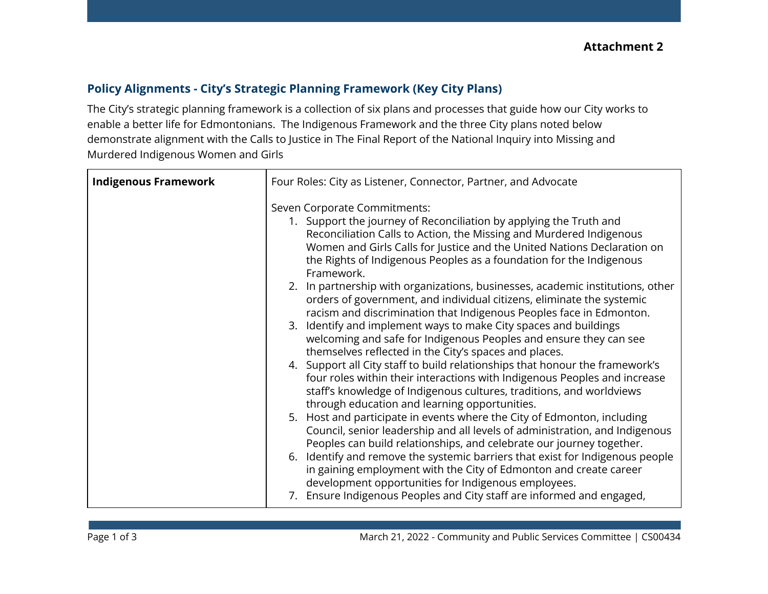**Attachment 2**

## Policy Alignments - City's Strategic Planning Framework (Key City Plans)

The City's strategic planning framework is a collection of six plans and processes that guide how our City works to enable a better life for Edmontonians. The Indigenous Framework and the three City plans noted below demonstrate alignment with the Calls to Justice in The Final Report of the National Inquiry into Missing and Murdered Indigenous Women and Girls

| **Indigenous Framework** | Four Roles: City as Listener, Connector, Partner, and Advocate<br><br>Seven Corporate Commitments:<br>1. Support the journey of Reconciliation by applying the Truth and Reconciliation Calls to Action, the Missing and Murdered Indigenous Women and Girls Calls for Justice and the United Nations Declaration on the Rights of Indigenous Peoples as a foundation for the Indigenous Framework.<br>2. In partnership with organizations, businesses, academic institutions, other orders of government, and individual citizens, eliminate the systemic racism and discrimination that Indigenous Peoples face in Edmonton.<br>3. Identify and implement ways to make City spaces and buildings welcoming and safe for Indigenous Peoples and ensure they can see themselves reflected in the City's spaces and places.<br>4. Support all City staff to build relationships that honour the framework's four roles within their interactions with Indigenous Peoples and increase staff's knowledge of Indigenous cultures, traditions, and worldviews through education and learning opportunities.<br>5. Host and participate in events where the City of Edmonton, including Council, senior leadership and all levels of administration, and Indigenous Peoples can build relationships, and celebrate our journey together.<br>6. Identify and remove the systemic barriers that exist for Indigenous people in gaining employment with the City of Edmonton and create career development opportunities for Indigenous employees.<br>7. Ensure Indigenous Peoples and City staff are informed and engaged, |
|---|---|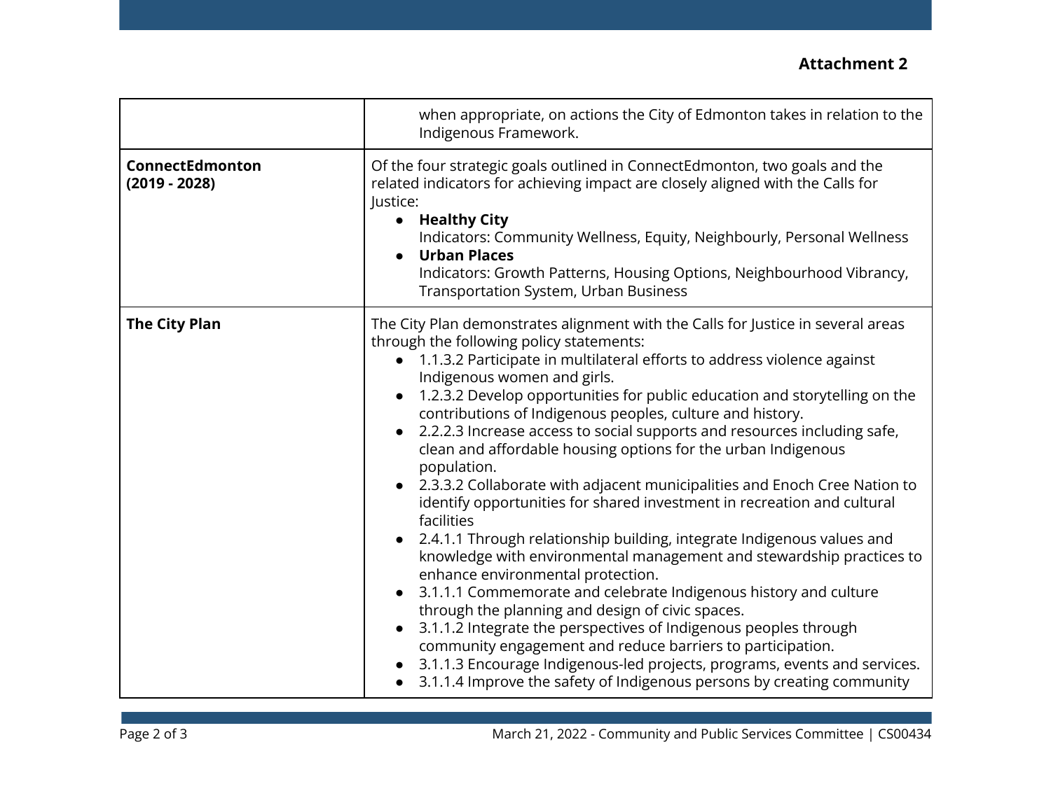**Attachment 2**

| | |
|---|---|
| | when appropriate, on actions the City of Edmonton takes in relation to the Indigenous Framework. |
| **ConnectEdmonton (2019 - 2028)** | Of the four strategic goals outlined in ConnectEdmonton, two goals and the related indicators for achieving impact are closely aligned with the Calls for Justice:<br>• **Healthy City**<br>Indicators: Community Wellness, Equity, Neighbourly, Personal Wellness<br>• **Urban Places**<br>Indicators: Growth Patterns, Housing Options, Neighbourhood Vibrancy, Transportation System, Urban Business |
| **The City Plan** | The City Plan demonstrates alignment with the Calls for Justice in several areas through the following policy statements:<br>• 1.1.3.2 Participate in multilateral efforts to address violence against Indigenous women and girls.<br>• 1.2.3.2 Develop opportunities for public education and storytelling on the contributions of Indigenous peoples, culture and history.<br>• 2.2.2.3 Increase access to social supports and resources including safe, clean and affordable housing options for the urban Indigenous population.<br>• 2.3.3.2 Collaborate with adjacent municipalities and Enoch Cree Nation to identify opportunities for shared investment in recreation and cultural facilities<br>• 2.4.1.1 Through relationship building, integrate Indigenous values and knowledge with environmental management and stewardship practices to enhance environmental protection.<br>• 3.1.1.1 Commemorate and celebrate Indigenous history and culture through the planning and design of civic spaces.<br>• 3.1.1.2 Integrate the perspectives of Indigenous peoples through community engagement and reduce barriers to participation.<br>• 3.1.1.3 Encourage Indigenous-led projects, programs, events and services.<br>• 3.1.1.4 Improve the safety of Indigenous persons by creating community |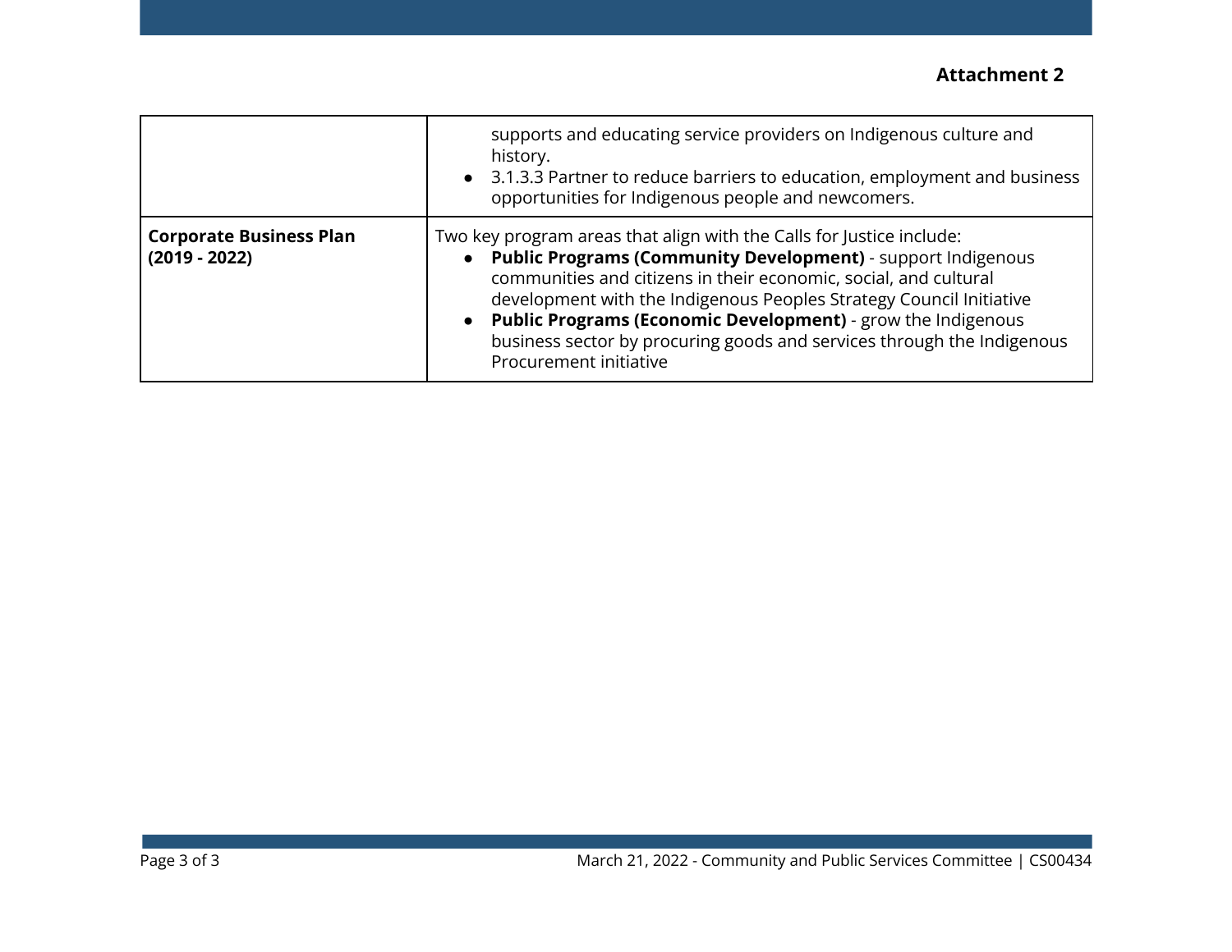**Attachment 2**

| | |
|---|---|
| | supports and educating service providers on Indigenous culture and history.<br>• 3.1.3.3 Partner to reduce barriers to education, employment and business opportunities for Indigenous people and newcomers. |
| **Corporate Business Plan (2019 - 2022)** | Two key program areas that align with the Calls for Justice include:<br>• **Public Programs (Community Development)** - support Indigenous communities and citizens in their economic, social, and cultural development with the Indigenous Peoples Strategy Council Initiative<br>• **Public Programs (Economic Development)** - grow the Indigenous business sector by procuring goods and services through the Indigenous Procurement initiative |